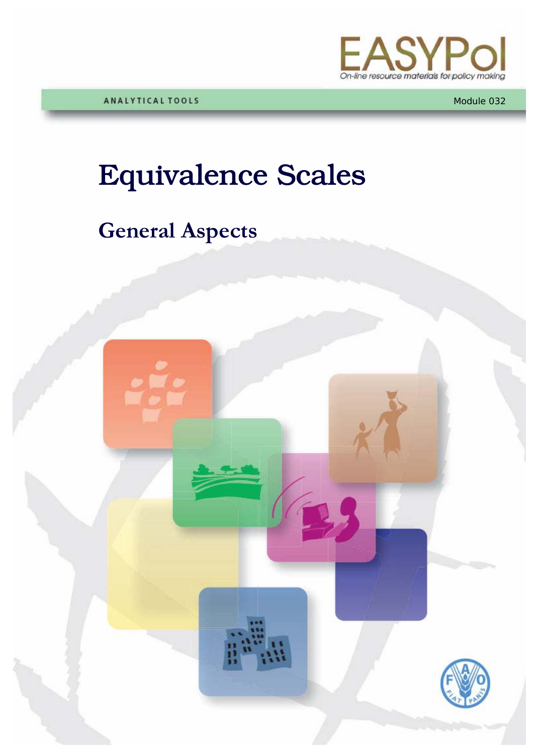EASYPol

On-line resource materials for policy making

ANALYTICAL TOOLS

Module 032

# Equivalence Scales

## General Aspects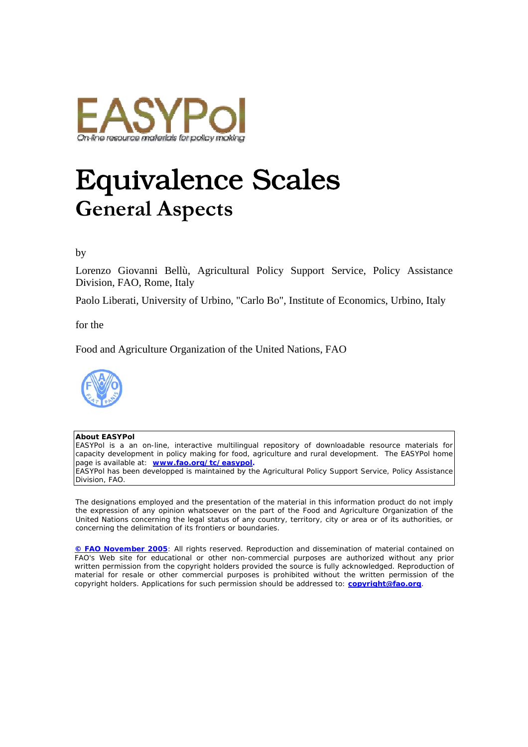# Equivalence Scales

## General Aspects

by

Lorenzo Giovanni Bellù, Agricultural Policy Support Service, Policy Assistance Division, FAO, Rome, Italy

Paolo Liberati, University of Urbino, "Carlo Bo", Institute of Economics, Urbino, Italy

for the

Food and Agriculture Organization of the United Nations, FAO

**About EASYPol**
EASYPol is a an on-line, interactive multilingual repository of downloadable resource materials for capacity development in policy making for food, agriculture and rural development. The EASYPol home page is available at: **www.fao.org/tc/easypol.**
EASYPol has been developped is maintained by the Agricultural Policy Support Service, Policy Assistance Division, FAO.

The designations employed and the presentation of the material in this information product do not imply the expression of any opinion whatsoever on the part of the Food and Agriculture Organization of the United Nations concerning the legal status of any country, territory, city or area or of its authorities, or concerning the delimitation of its frontiers or boundaries.

**© FAO November 2005**: All rights reserved. Reproduction and dissemination of material contained on FAO's Web site for educational or other non-commercial purposes are authorized without any prior written permission from the copyright holders provided the source is fully acknowledged. Reproduction of material for resale or other commercial purposes is prohibited without the written permission of the copyright holders. Applications for such permission should be addressed to: **copyright@fao.org**.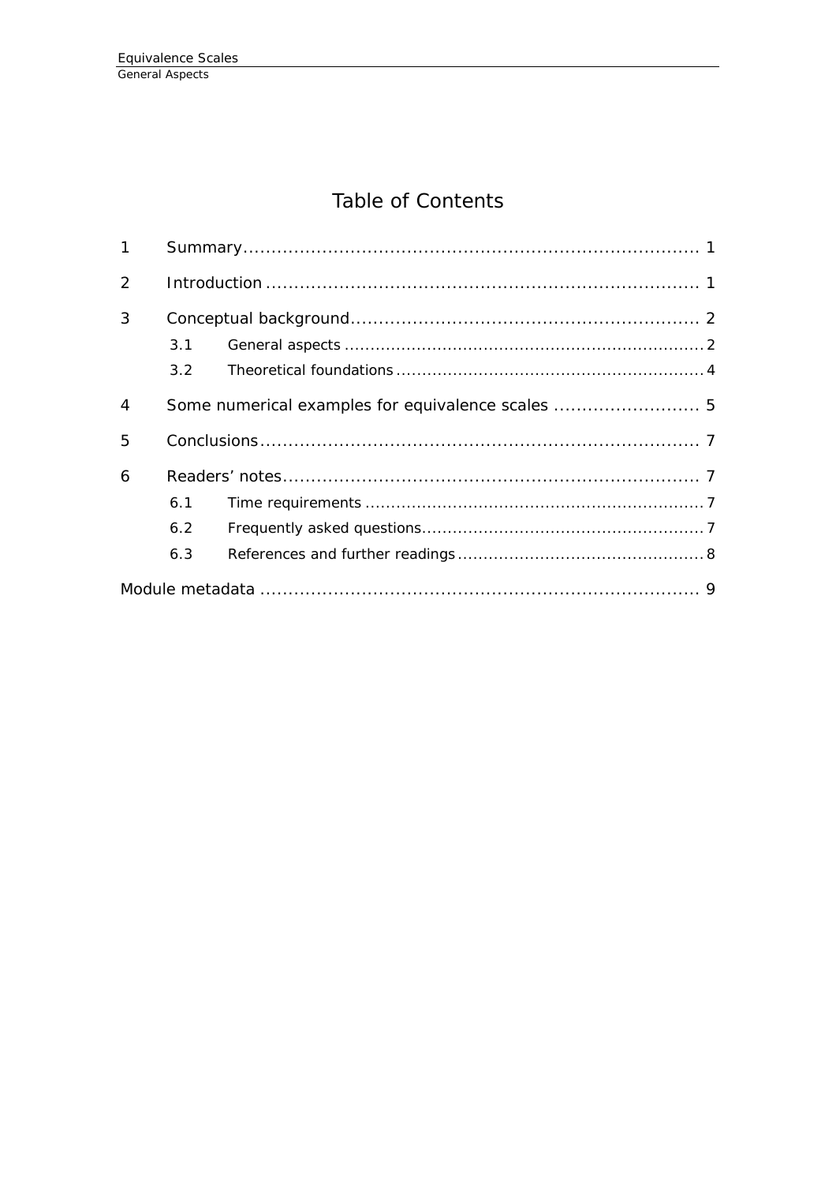# Table of Contents

1 Summary ........................................................................... 1

2 Introduction ....................................................................... 1

3 Conceptual background ....................................................... 2

  3.1 General aspects ............................................................. 2

  3.2 Theoretical foundations .................................................. 4

4 Some numerical examples for equivalence scales ....................... 5

5 Conclusions ........................................................................ 7

6 Readers' notes ..................................................................... 7

  6.1 Time requirements ......................................................... 7

  6.2 Frequently asked questions .............................................. 7

  6.3 References and further readings ......................................... 8

Module metadata ...................................................................... 9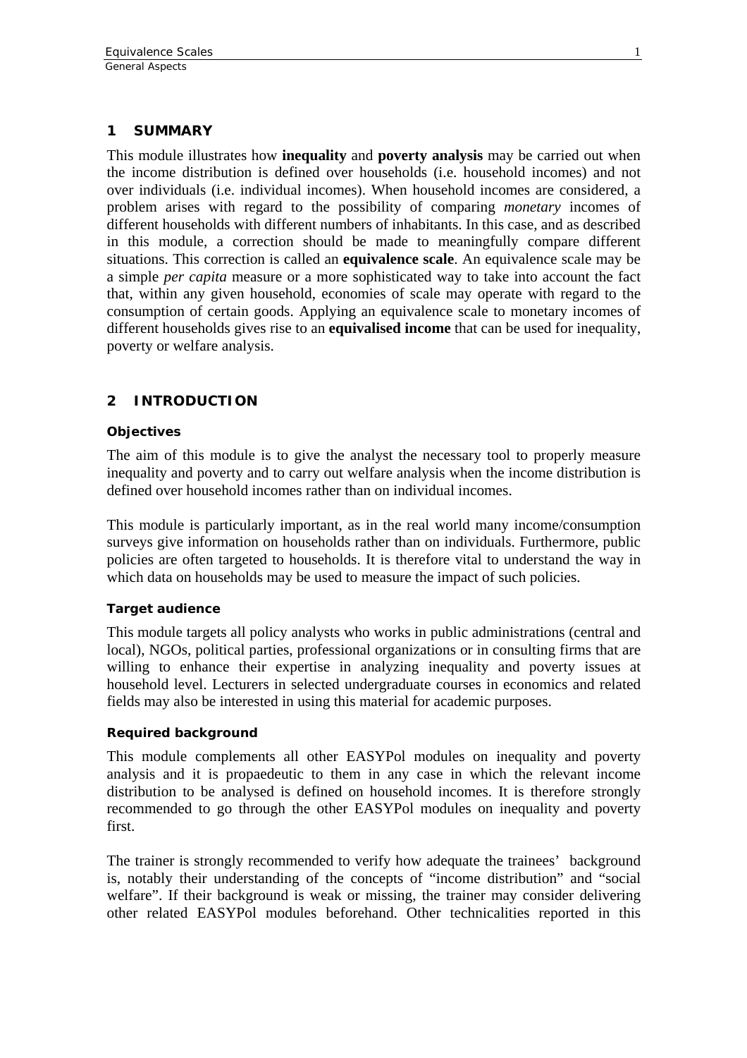# 1 SUMMARY

This module illustrates how **inequality** and **poverty analysis** may be carried out when the income distribution is defined over households (i.e. household incomes) and not over individuals (i.e. individual incomes). When household incomes are considered, a problem arises with regard to the possibility of comparing *monetary* incomes of different households with different numbers of inhabitants. In this case, and as described in this module, a correction should be made to meaningfully compare different situations. This correction is called an **equivalence scale**. An equivalence scale may be a simple *per capita* measure or a more sophisticated way to take into account the fact that, within any given household, economies of scale may operate with regard to the consumption of certain goods. Applying an equivalence scale to monetary incomes of different households gives rise to an **equivalised income** that can be used for inequality, poverty or welfare analysis.

# 2 INTRODUCTION

### Objectives

The aim of this module is to give the analyst the necessary tool to properly measure inequality and poverty and to carry out welfare analysis when the income distribution is defined over household incomes rather than on individual incomes.

This module is particularly important, as in the real world many income/consumption surveys give information on households rather than on individuals. Furthermore, public policies are often targeted to households. It is therefore vital to understand the way in which data on households may be used to measure the impact of such policies.

### Target audience

This module targets all policy analysts who works in public administrations (central and local), NGOs, political parties, professional organizations or in consulting firms that are willing to enhance their expertise in analyzing inequality and poverty issues at household level. Lecturers in selected undergraduate courses in economics and related fields may also be interested in using this material for academic purposes.

### Required background

This module complements all other EASYPol modules on inequality and poverty analysis and it is propaedeutic to them in any case in which the relevant income distribution to be analysed is defined on household incomes. It is therefore strongly recommended to go through the other EASYPol modules on inequality and poverty first.

The trainer is strongly recommended to verify how adequate the trainees' background is, notably their understanding of the concepts of "income distribution" and "social welfare". If their background is weak or missing, the trainer may consider delivering other related EASYPol modules beforehand. Other technicalities reported in this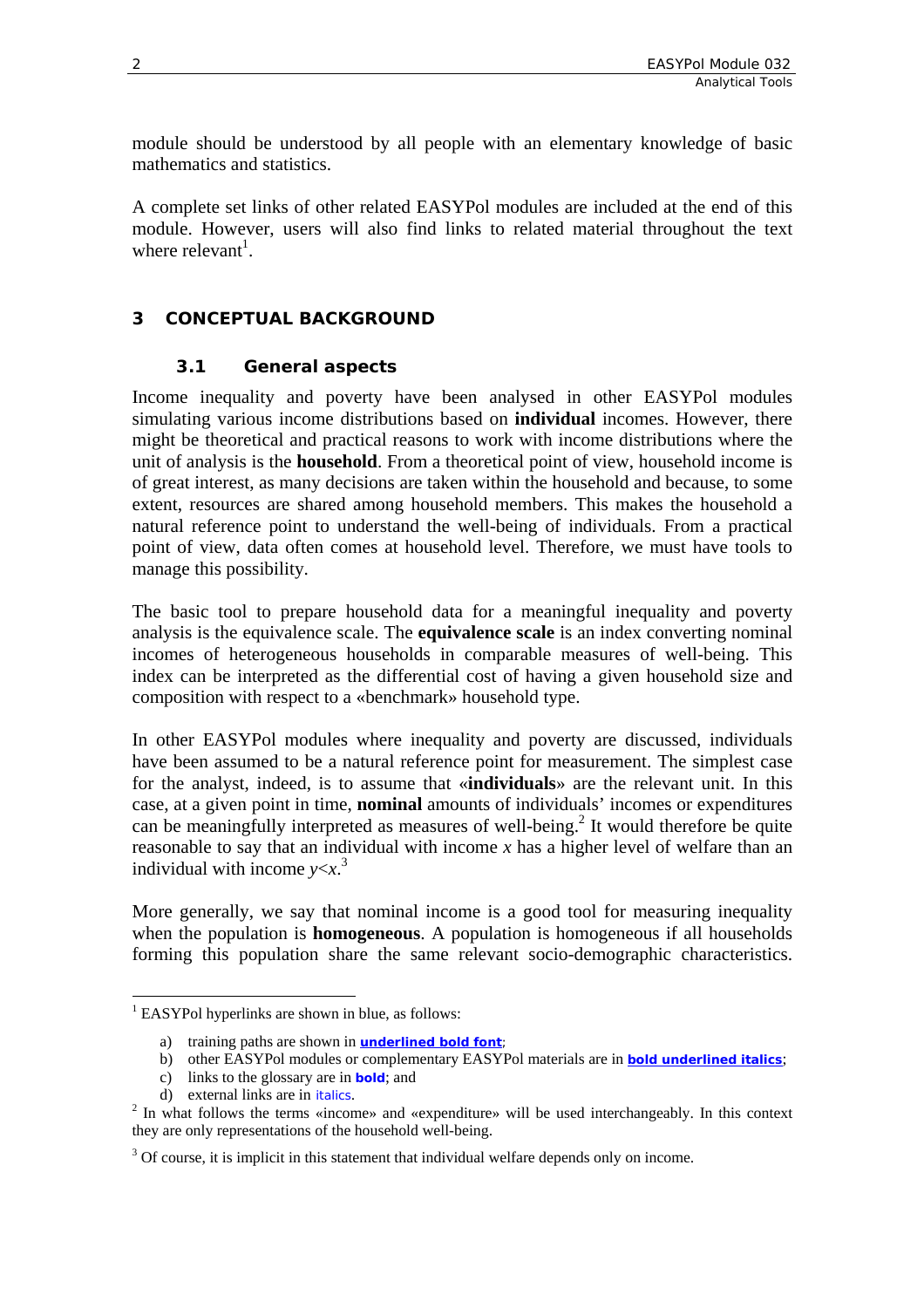module should be understood by all people with an elementary knowledge of basic mathematics and statistics.

A complete set links of other related EASYPol modules are included at the end of this module. However, users will also find links to related material throughout the text where relevant[1].

# 3 CONCEPTUAL BACKGROUND

## 3.1 General aspects

Income inequality and poverty have been analysed in other EASYPol modules simulating various income distributions based on **individual** incomes. However, there might be theoretical and practical reasons to work with income distributions where the unit of analysis is the **household**. From a theoretical point of view, household income is of great interest, as many decisions are taken within the household and because, to some extent, resources are shared among household members. This makes the household a natural reference point to understand the well-being of individuals. From a practical point of view, data often comes at household level. Therefore, we must have tools to manage this possibility.

The basic tool to prepare household data for a meaningful inequality and poverty analysis is the equivalence scale. The **equivalence scale** is an index converting nominal incomes of heterogeneous households in comparable measures of well-being. This index can be interpreted as the differential cost of having a given household size and composition with respect to a «benchmark» household type.

In other EASYPol modules where inequality and poverty are discussed, individuals have been assumed to be a natural reference point for measurement. The simplest case for the analyst, indeed, is to assume that «**individuals**» are the relevant unit. In this case, at a given point in time, **nominal** amounts of individuals' incomes or expenditures can be meaningfully interpreted as measures of well-being.[2] It would therefore be quite reasonable to say that an individual with income $x$ has a higher level of welfare than an individual with income $y<x$.[3]

More generally, we say that nominal income is a good tool for measuring inequality when the population is **homogeneous**. A population is homogeneous if all households forming this population share the same relevant socio-demographic characteristics.

---

[1] EASYPol hyperlinks are shown in blue, as follows:

a) training paths are shown in **underlined bold font**;
b) other EASYPol modules or complementary EASYPol materials are in ***bold underlined italics***;
c) links to the glossary are in **bold**; and
d) external links are in *italics*.

[2] In what follows the terms «income» and «expenditure» will be used interchangeably. In this context they are only representations of the household well-being.

[3] Of course, it is implicit in this statement that individual welfare depends only on income.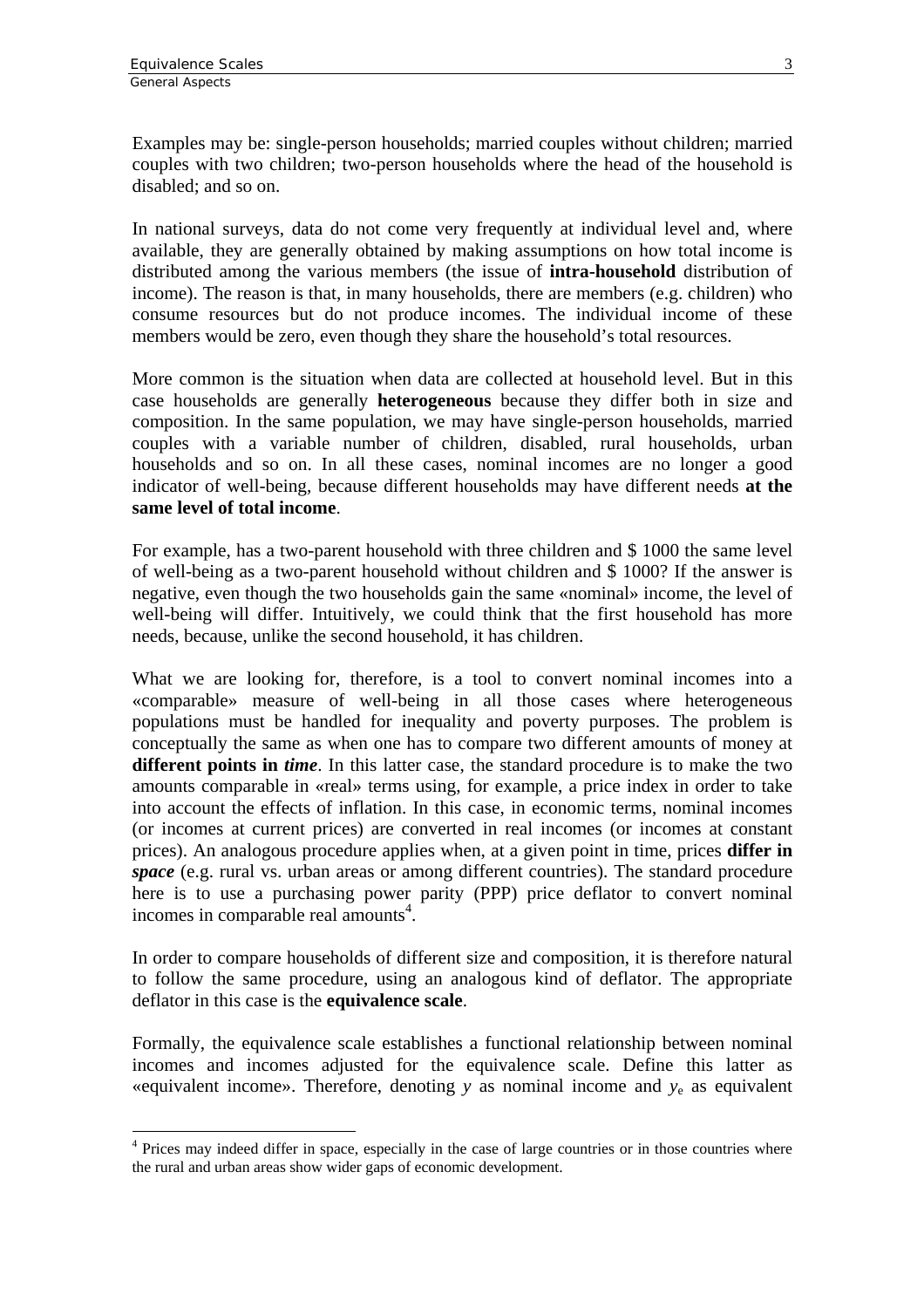Examples may be: single-person households; married couples without children; married couples with two children; two-person households where the head of the household is disabled; and so on.

In national surveys, data do not come very frequently at individual level and, where available, they are generally obtained by making assumptions on how total income is distributed among the various members (the issue of **intra-household** distribution of income). The reason is that, in many households, there are members (e.g. children) who consume resources but do not produce incomes. The individual income of these members would be zero, even though they share the household's total resources.

More common is the situation when data are collected at household level. But in this case households are generally **heterogeneous** because they differ both in size and composition. In the same population, we may have single-person households, married couples with a variable number of children, disabled, rural households, urban households and so on. In all these cases, nominal incomes are no longer a good indicator of well-being, because different households may have different needs **at the same level of total income**.

For example, has a two-parent household with three children and \$ 1000 the same level of well-being as a two-parent household without children and \$ 1000? If the answer is negative, even though the two households gain the same «nominal» income, the level of well-being will differ. Intuitively, we could think that the first household has more needs, because, unlike the second household, it has children.

What we are looking for, therefore, is a tool to convert nominal incomes into a «comparable» measure of well-being in all those cases where heterogeneous populations must be handled for inequality and poverty purposes. The problem is conceptually the same as when one has to compare two different amounts of money at **different points in *time***. In this latter case, the standard procedure is to make the two amounts comparable in «real» terms using, for example, a price index in order to take into account the effects of inflation. In this case, in economic terms, nominal incomes (or incomes at current prices) are converted in real incomes (or incomes at constant prices). An analogous procedure applies when, at a given point in time, prices **differ in *space*** (e.g. rural vs. urban areas or among different countries). The standard procedure here is to use a purchasing power parity (PPP) price deflator to convert nominal incomes in comparable real amounts[4].

In order to compare households of different size and composition, it is therefore natural to follow the same procedure, using an analogous kind of deflator. The appropriate deflator in this case is the **equivalence scale**.

Formally, the equivalence scale establishes a functional relationship between nominal incomes and incomes adjusted for the equivalence scale. Define this latter as «equivalent income». Therefore, denoting $y$ as nominal income and $y_e$ as equivalent

---

[4] Prices may indeed differ in space, especially in the case of large countries or in those countries where the rural and urban areas show wider gaps of economic development.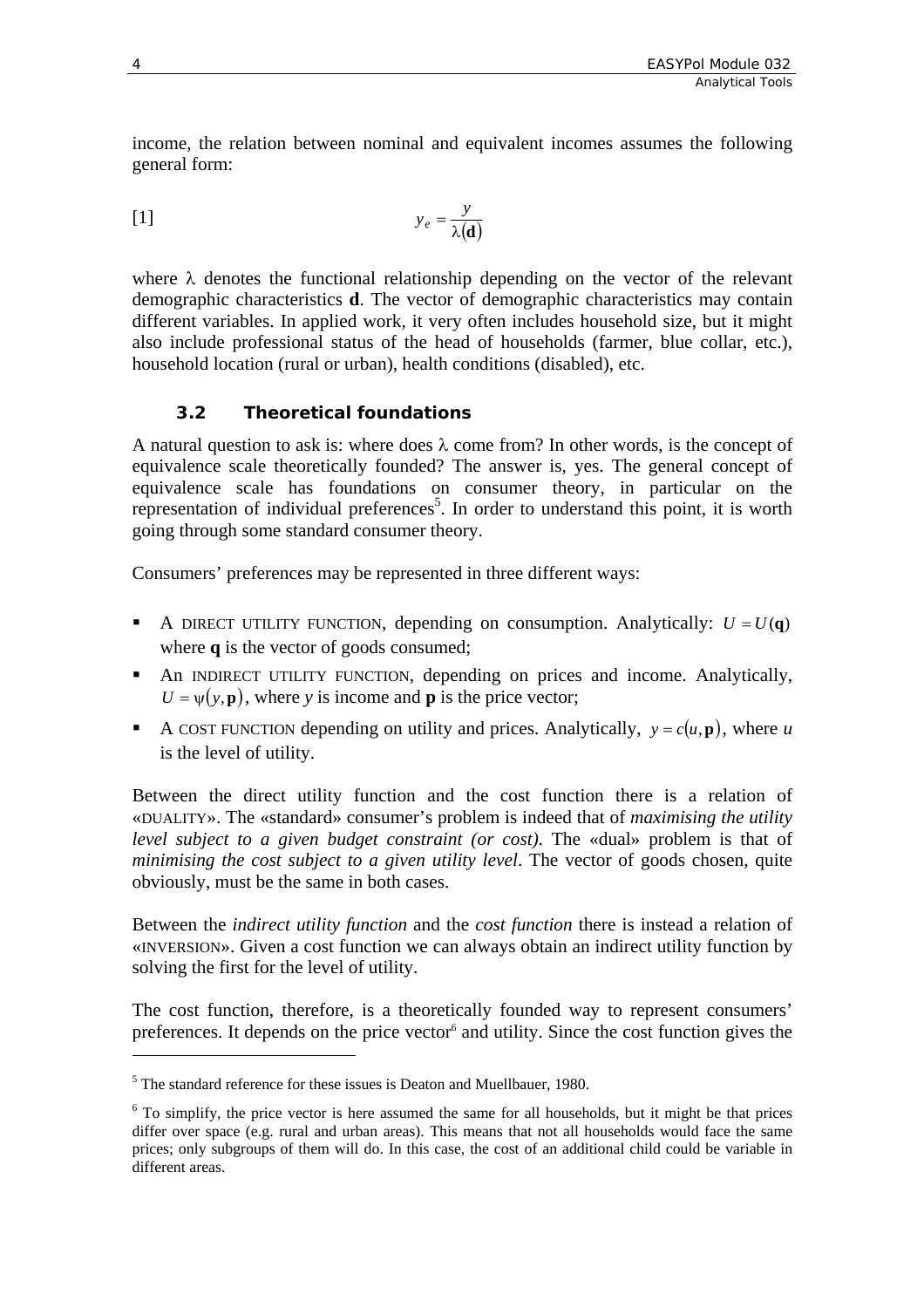income, the relation between nominal and equivalent incomes assumes the following general form:

$$y_e = \frac{y}{\lambda(\mathbf{d})} \quad [1]$$

where $\lambda$ denotes the functional relationship depending on the vector of the relevant demographic characteristics **d**. The vector of demographic characteristics may contain different variables. In applied work, it very often includes household size, but it might also include professional status of the head of households (farmer, blue collar, etc.), household location (rural or urban), health conditions (disabled), etc.

### 3.2 Theoretical foundations

A natural question to ask is: where does $\lambda$ come from? In other words, is the concept of equivalence scale theoretically founded? The answer is, yes. The general concept of equivalence scale has foundations on consumer theory, in particular on the representation of individual preferences[5]. In order to understand this point, it is worth going through some standard consumer theory.

Consumers' preferences may be represented in three different ways:

- A DIRECT UTILITY FUNCTION, depending on consumption. Analytically: $U = U(\mathbf{q})$ where **q** is the vector of goods consumed;
- An INDIRECT UTILITY FUNCTION, depending on prices and income. Analytically, $U = \psi(y, \mathbf{p})$, where *y* is income and **p** is the price vector;
- A COST FUNCTION depending on utility and prices. Analytically, $y = c(u, \mathbf{p})$, where *u* is the level of utility.

Between the direct utility function and the cost function there is a relation of «DUALITY». The «standard» consumer's problem is indeed that of *maximising the utility level subject to a given budget constraint (or cost)*. The «dual» problem is that of *minimising the cost subject to a given utility level*. The vector of goods chosen, quite obviously, must be the same in both cases.

Between the *indirect utility function* and the *cost function* there is instead a relation of «INVERSION». Given a cost function we can always obtain an indirect utility function by solving the first for the level of utility.

The cost function, therefore, is a theoretically founded way to represent consumers' preferences. It depends on the price vector[6] and utility. Since the cost function gives the

---

[5] The standard reference for these issues is Deaton and Muellbauer, 1980.

[6] To simplify, the price vector is here assumed the same for all households, but it might be that prices differ over space (e.g. rural and urban areas). This means that not all households would face the same prices; only subgroups of them will do. In this case, the cost of an additional child could be variable in different areas.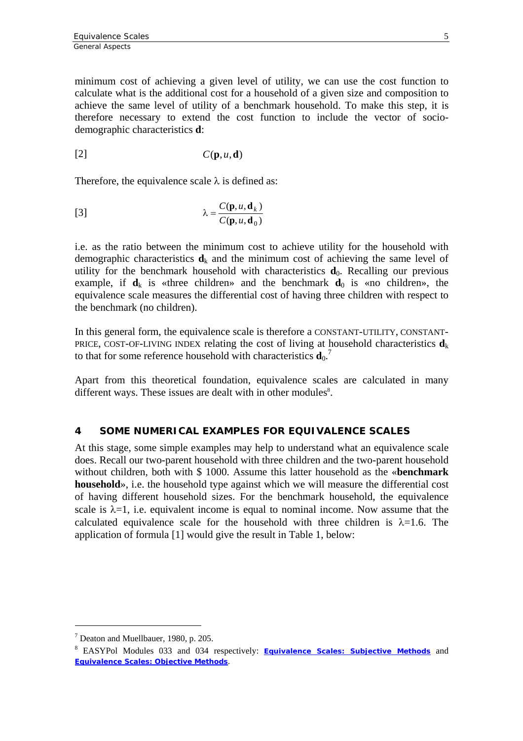minimum cost of achieving a given level of utility, we can use the cost function to calculate what is the additional cost for a household of a given size and composition to achieve the same level of utility of a benchmark household. To make this step, it is therefore necessary to extend the cost function to include the vector of socio-demographic characteristics **d**:

$$C(\mathbf{p}, u, \mathbf{d}) \quad [2]$$

Therefore, the equivalence scale $\lambda$ is defined as:

$$\lambda = \frac{C(\mathbf{p}, u, \mathbf{d}_k)}{C(\mathbf{p}, u, \mathbf{d}_0)} \quad [3]$$

i.e. as the ratio between the minimum cost to achieve utility for the household with demographic characteristics $\mathbf{d}_k$ and the minimum cost of achieving the same level of utility for the benchmark household with characteristics $\mathbf{d}_0$. Recalling our previous example, if $\mathbf{d}_k$ is «three children» and the benchmark $\mathbf{d}_0$ is «no children», the equivalence scale measures the differential cost of having three children with respect to the benchmark (no children).

In this general form, the equivalence scale is therefore a CONSTANT-UTILITY, CONSTANT-PRICE, COST-OF-LIVING INDEX relating the cost of living at household characteristics $\mathbf{d}_k$ to that for some reference household with characteristics $\mathbf{d}_0$.[7]

Apart from this theoretical foundation, equivalence scales are calculated in many different ways. These issues are dealt with in other modules[8].

## 4 SOME NUMERICAL EXAMPLES FOR EQUIVALENCE SCALES

At this stage, some simple examples may help to understand what an equivalence scale does. Recall our two-parent household with three children and the two-parent household without children, both with \$ 1000. Assume this latter household as the «**benchmark household**», i.e. the household type against which we will measure the differential cost of having different household sizes. For the benchmark household, the equivalence scale is $\lambda=1$, i.e. equivalent income is equal to nominal income. Now assume that the calculated equivalence scale for the household with three children is $\lambda=1.6$. The application of formula [1] would give the result in Table 1, below:

---

[7] Deaton and Muellbauer, 1980, p. 205.

[8] EASYPol Modules 033 and 034 respectively: **Equivalence Scales: Subjective Methods** and **Equivalence Scales: Objective Methods**.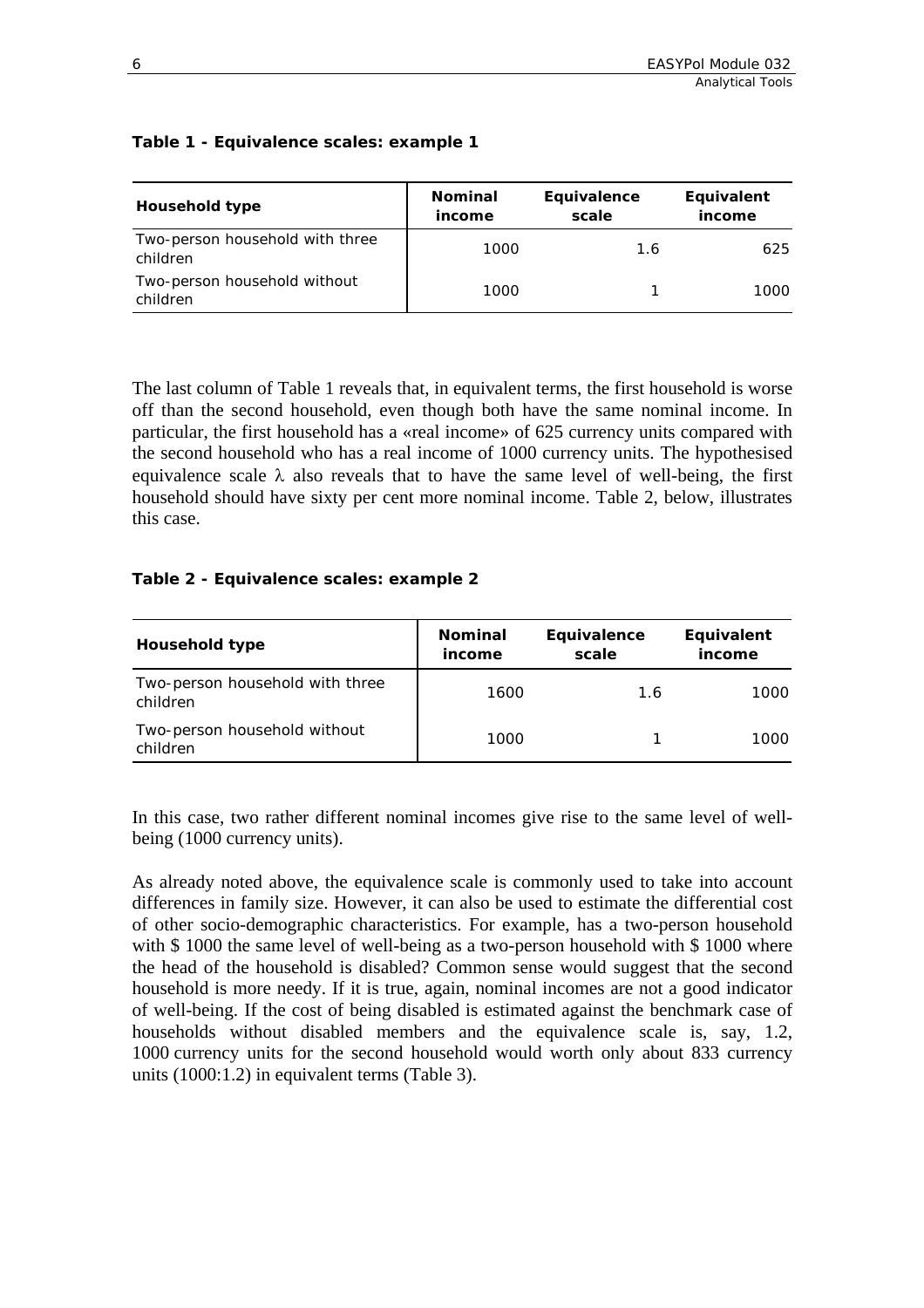**Table 1 - Equivalence scales: example 1**

| Household type | Nominal income | Equivalence scale | Equivalent income |
| --- | --- | --- | --- |
| Two-person household with three children | 1000 | 1.6 | 625 |
| Two-person household without children | 1000 | 1 | 1000 |

The last column of Table 1 reveals that, in equivalent terms, the first household is worse off than the second household, even though both have the same nominal income. In particular, the first household has a «real income» of 625 currency units compared with the second household who has a real income of 1000 currency units. The hypothesised equivalence scale $\lambda$ also reveals that to have the same level of well-being, the first household should have sixty per cent more nominal income. Table 2, below, illustrates this case.

**Table 2 - Equivalence scales: example 2**

| Household type | Nominal income | Equivalence scale | Equivalent income |
| --- | --- | --- | --- |
| Two-person household with three children | 1600 | 1.6 | 1000 |
| Two-person household without children | 1000 | 1 | 1000 |

In this case, two rather different nominal incomes give rise to the same level of well-being (1000 currency units).

As already noted above, the equivalence scale is commonly used to take into account differences in family size. However, it can also be used to estimate the differential cost of other socio-demographic characteristics. For example, has a two-person household with $ 1000 the same level of well-being as a two-person household with $ 1000 where the head of the household is disabled? Common sense would suggest that the second household is more needy. If it is true, again, nominal incomes are not a good indicator of well-being. If the cost of being disabled is estimated against the benchmark case of households without disabled members and the equivalence scale is, say, 1.2, 1000 currency units for the second household would worth only about 833 currency units (1000:1.2) in equivalent terms (Table 3).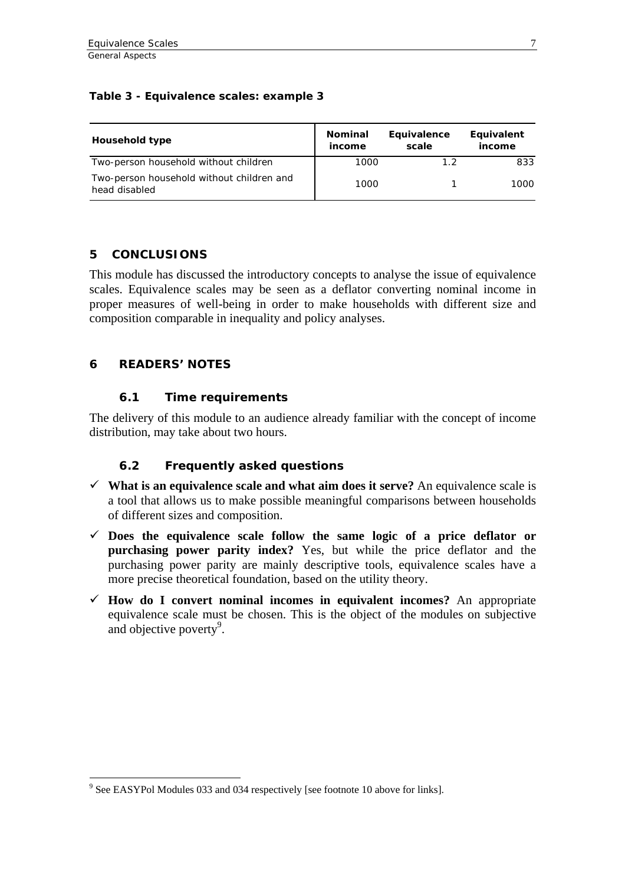**Table 3 - Equivalence scales: example 3**

| Household type | Nominal income | Equivalence scale | Equivalent income |
|---|---|---|---|
| Two-person household without children | 1000 | 1.2 | 833 |
| Two-person household without children and head disabled | 1000 | 1 | 1000 |

## 5 CONCLUSIONS

This module has discussed the introductory concepts to analyse the issue of equivalence scales. Equivalence scales may be seen as a deflator converting nominal income in proper measures of well-being in order to make households with different size and composition comparable in inequality and policy analyses.

## 6 READERS' NOTES

### 6.1 Time requirements

The delivery of this module to an audience already familiar with the concept of income distribution, may take about two hours.

### 6.2 Frequently asked questions

- ✓ **What is an equivalence scale and what aim does it serve?** An equivalence scale is a tool that allows us to make possible meaningful comparisons between households of different sizes and composition.
- ✓ **Does the equivalence scale follow the same logic of a price deflator or purchasing power parity index?** Yes, but while the price deflator and the purchasing power parity are mainly descriptive tools, equivalence scales have a more precise theoretical foundation, based on the utility theory.
- ✓ **How do I convert nominal incomes in equivalent incomes?** An appropriate equivalence scale must be chosen. This is the object of the modules on subjective and objective poverty[9].

[9] See EASYPol Modules 033 and 034 respectively [see footnote 10 above for links].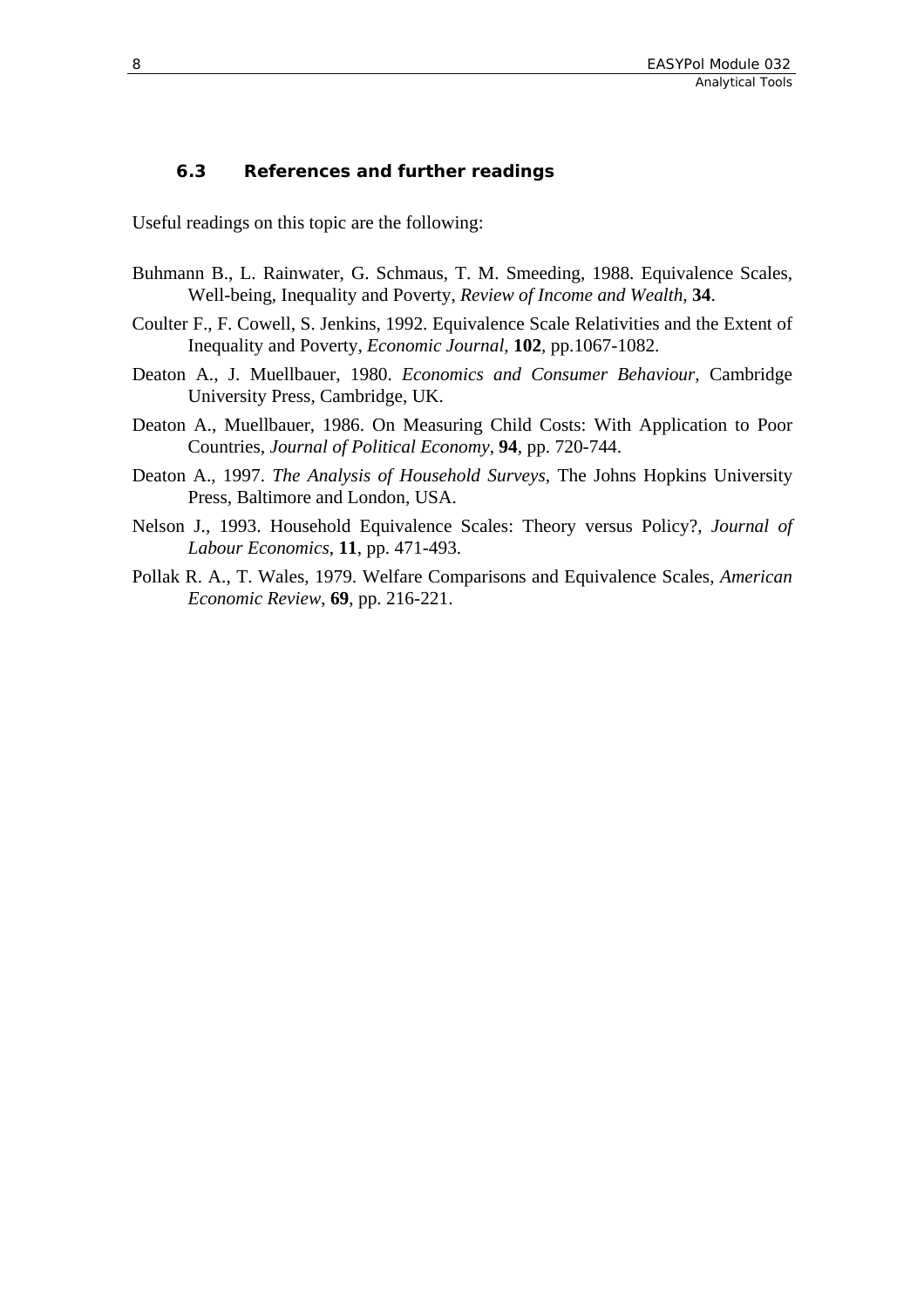### 6.3 References and further readings

Useful readings on this topic are the following:

Buhmann B., L. Rainwater, G. Schmaus, T. M. Smeeding, 1988. Equivalence Scales, Well-being, Inequality and Poverty, *Review of Income and Wealth*, **34**.

Coulter F., F. Cowell, S. Jenkins, 1992. Equivalence Scale Relativities and the Extent of Inequality and Poverty, *Economic Journal*, **102**, pp.1067-1082.

Deaton A., J. Muellbauer, 1980. *Economics and Consumer Behaviour*, Cambridge University Press, Cambridge, UK.

Deaton A., Muellbauer, 1986. On Measuring Child Costs: With Application to Poor Countries, *Journal of Political Economy*, **94**, pp. 720-744.

Deaton A., 1997. *The Analysis of Household Surveys*, The Johns Hopkins University Press, Baltimore and London, USA.

Nelson J., 1993. Household Equivalence Scales: Theory versus Policy?, *Journal of Labour Economics*, **11**, pp. 471-493.

Pollak R. A., T. Wales, 1979. Welfare Comparisons and Equivalence Scales, *American Economic Review*, **69**, pp. 216-221.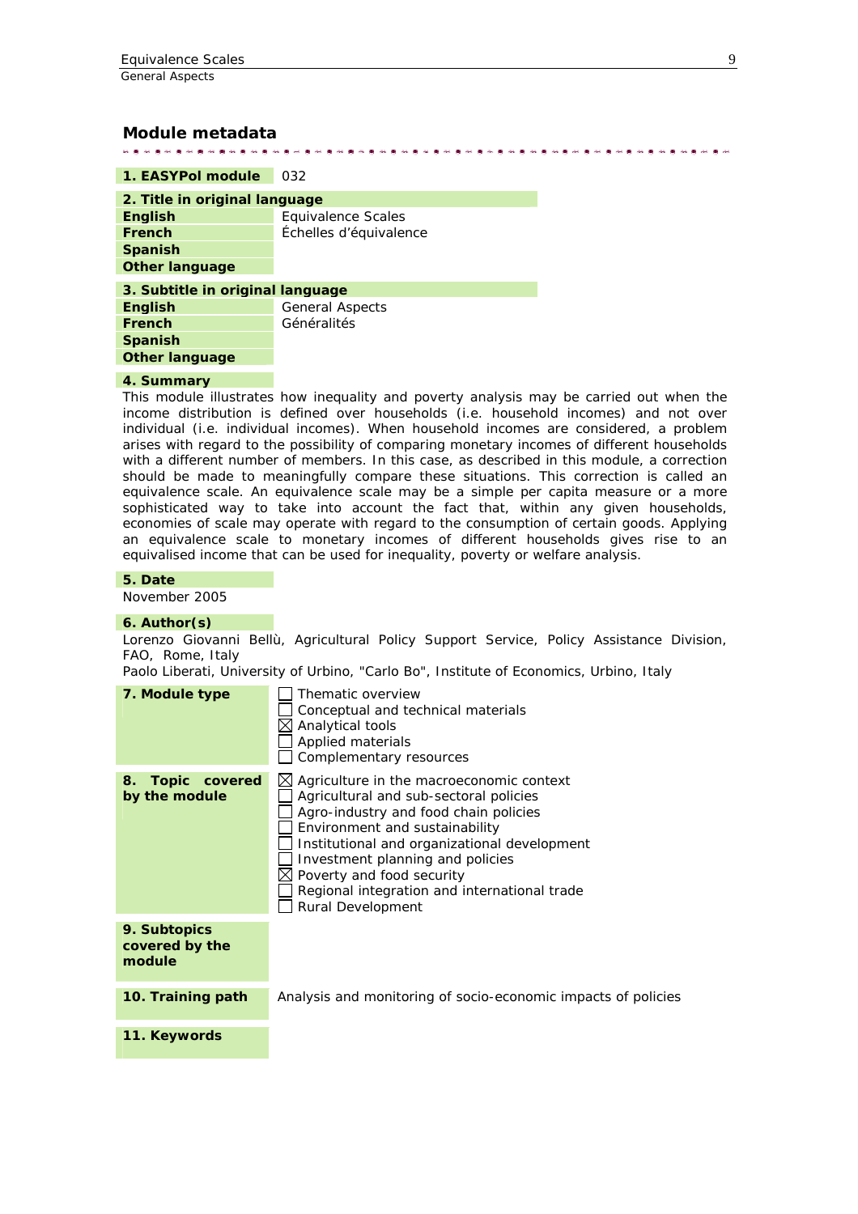## Module metadata

| | |
|---|---|
| **1. EASYPol module** | 032 |

| **2. Title in original language** | |
|---|---|
| **English** | Equivalence Scales |
| **French** | Échelles d'équivalence |
| **Spanish** | |
| **Other language** | |

| **3. Subtitle in original language** | |
|---|---|
| **English** | General Aspects |
| **French** | Généralités |
| **Spanish** | |
| **Other language** | |

**4. Summary**

This module illustrates how inequality and poverty analysis may be carried out when the income distribution is defined over households (i.e. household incomes) and not over individual (i.e. individual incomes). When household incomes are considered, a problem arises with regard to the possibility of comparing monetary incomes of different households with a different number of members. In this case, as described in this module, a correction should be made to meaningfully compare these situations. This correction is called an equivalence scale. An equivalence scale may be a simple per capita measure or a more sophisticated way to take into account the fact that, within any given households, economies of scale may operate with regard to the consumption of certain goods. Applying an equivalence scale to monetary incomes of different households gives rise to an equivalised income that can be used for inequality, poverty or welfare analysis.

**5. Date**

November 2005

**6. Author(s)**

Lorenzo Giovanni Bellù, Agricultural Policy Support Service, Policy Assistance Division, FAO, Rome, Italy

Paolo Liberati, University of Urbino, "Carlo Bo", Institute of Economics, Urbino, Italy

| | |
|---|---|
| **7. Module type** | ☐ Thematic overview<br>☐ Conceptual and technical materials<br>☒ Analytical tools<br>☐ Applied materials<br>☐ Complementary resources |
| **8. Topic covered by the module** | ☒ Agriculture in the macroeconomic context<br>☐ Agricultural and sub-sectoral policies<br>☐ Agro-industry and food chain policies<br>☐ Environment and sustainability<br>☐ Institutional and organizational development<br>☐ Investment planning and policies<br>☒ Poverty and food security<br>☐ Regional integration and international trade<br>☐ Rural Development |
| **9. Subtopics covered by the module** | |
| **10. Training path** | Analysis and monitoring of socio-economic impacts of policies |
| **11. Keywords** | |